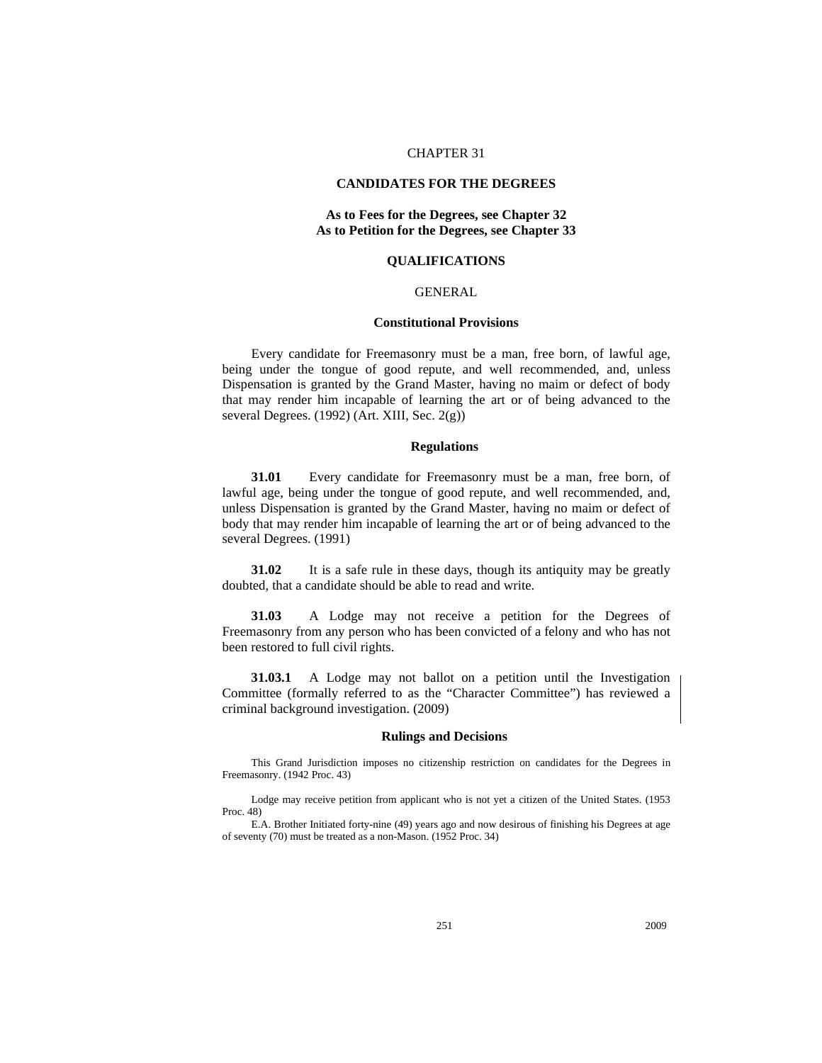# CHAPTER 31

## CANDIDATES FOR THE DEGREES

**As to Fees for the Degrees, see Chapter 32**
**As to Petition for the Degrees, see Chapter 33**

### QUALIFICATIONS

#### GENERAL

#### Constitutional Provisions

Every candidate for Freemasonry must be a man, free born, of lawful age, being under the tongue of good repute, and well recommended, and, unless Dispensation is granted by the Grand Master, having no maim or defect of body that may render him incapable of learning the art or of being advanced to the several Degrees. (1992) (Art. XIII, Sec. 2(g))

#### Regulations

**31.01** Every candidate for Freemasonry must be a man, free born, of lawful age, being under the tongue of good repute, and well recommended, and, unless Dispensation is granted by the Grand Master, having no maim or defect of body that may render him incapable of learning the art or of being advanced to the several Degrees. (1991)

**31.02** It is a safe rule in these days, though its antiquity may be greatly doubted, that a candidate should be able to read and write.

**31.03** A Lodge may not receive a petition for the Degrees of Freemasonry from any person who has been convicted of a felony and who has not been restored to full civil rights.

**31.03.1** A Lodge may not ballot on a petition until the Investigation Committee (formally referred to as the "Character Committee") has reviewed a criminal background investigation. (2009)

#### Rulings and Decisions

This Grand Jurisdiction imposes no citizenship restriction on candidates for the Degrees in Freemasonry. (1942 Proc. 43)

Lodge may receive petition from applicant who is not yet a citizen of the United States. (1953 Proc. 48)

E.A. Brother Initiated forty-nine (49) years ago and now desirous of finishing his Degrees at age of seventy (70) must be treated as a non-Mason. (1952 Proc. 34)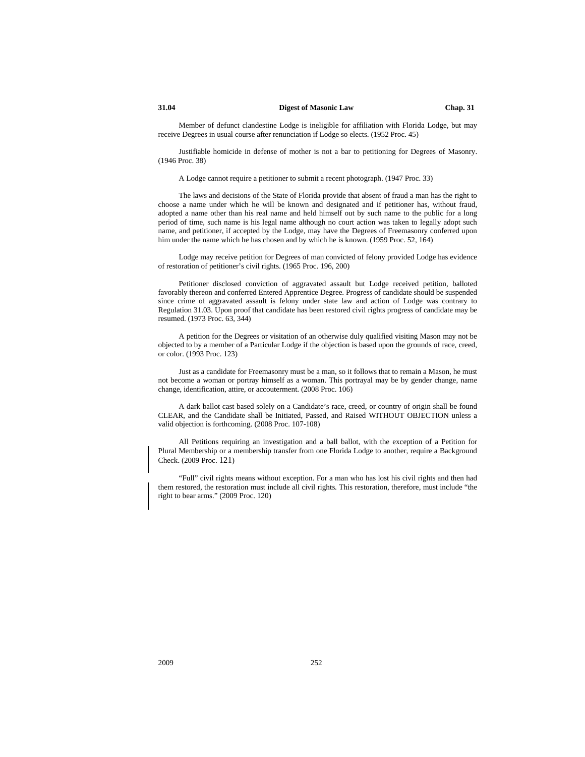Member of defunct clandestine Lodge is ineligible for affiliation with Florida Lodge, but may receive Degrees in usual course after renunciation if Lodge so elects. (1952 Proc. 45)

Justifiable homicide in defense of mother is not a bar to petitioning for Degrees of Masonry. (1946 Proc. 38)

A Lodge cannot require a petitioner to submit a recent photograph. (1947 Proc. 33)

The laws and decisions of the State of Florida provide that absent of fraud a man has the right to choose a name under which he will be known and designated and if petitioner has, without fraud, adopted a name other than his real name and held himself out by such name to the public for a long period of time, such name is his legal name although no court action was taken to legally adopt such name, and petitioner, if accepted by the Lodge, may have the Degrees of Freemasonry conferred upon him under the name which he has chosen and by which he is known. (1959 Proc. 52, 164)

Lodge may receive petition for Degrees of man convicted of felony provided Lodge has evidence of restoration of petitioner's civil rights. (1965 Proc. 196, 200)

Petitioner disclosed conviction of aggravated assault but Lodge received petition, balloted favorably thereon and conferred Entered Apprentice Degree. Progress of candidate should be suspended since crime of aggravated assault is felony under state law and action of Lodge was contrary to Regulation 31.03. Upon proof that candidate has been restored civil rights progress of candidate may be resumed. (1973 Proc. 63, 344)

A petition for the Degrees or visitation of an otherwise duly qualified visiting Mason may not be objected to by a member of a Particular Lodge if the objection is based upon the grounds of race, creed, or color. (1993 Proc. 123)

Just as a candidate for Freemasonry must be a man, so it follows that to remain a Mason, he must not become a woman or portray himself as a woman. This portrayal may be by gender change, name change, identification, attire, or accouterment. (2008 Proc. 106)

A dark ballot cast based solely on a Candidate's race, creed, or country of origin shall be found CLEAR, and the Candidate shall be Initiated, Passed, and Raised WITHOUT OBJECTION unless a valid objection is forthcoming. (2008 Proc. 107-108)

All Petitions requiring an investigation and a ball ballot, with the exception of a Petition for Plural Membership or a membership transfer from one Florida Lodge to another, require a Background Check. (2009 Proc. 121)

"Full" civil rights means without exception. For a man who has lost his civil rights and then had them restored, the restoration must include all civil rights. This restoration, therefore, must include "the right to bear arms." (2009 Proc. 120)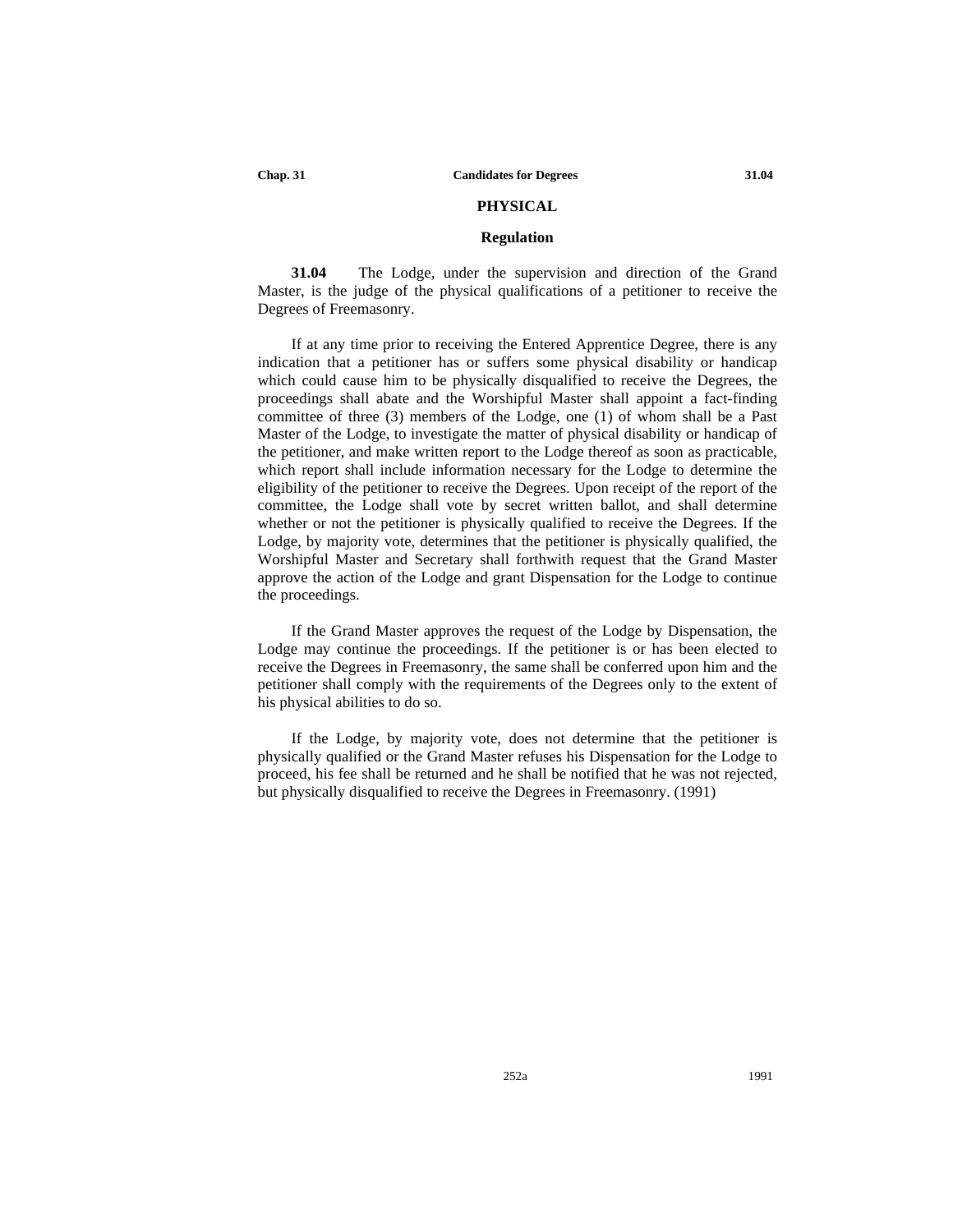## PHYSICAL

### Regulation

**31.04** The Lodge, under the supervision and direction of the Grand Master, is the judge of the physical qualifications of a petitioner to receive the Degrees of Freemasonry.

If at any time prior to receiving the Entered Apprentice Degree, there is any indication that a petitioner has or suffers some physical disability or handicap which could cause him to be physically disqualified to receive the Degrees, the proceedings shall abate and the Worshipful Master shall appoint a fact-finding committee of three (3) members of the Lodge, one (1) of whom shall be a Past Master of the Lodge, to investigate the matter of physical disability or handicap of the petitioner, and make written report to the Lodge thereof as soon as practicable, which report shall include information necessary for the Lodge to determine the eligibility of the petitioner to receive the Degrees. Upon receipt of the report of the committee, the Lodge shall vote by secret written ballot, and shall determine whether or not the petitioner is physically qualified to receive the Degrees. If the Lodge, by majority vote, determines that the petitioner is physically qualified, the Worshipful Master and Secretary shall forthwith request that the Grand Master approve the action of the Lodge and grant Dispensation for the Lodge to continue the proceedings.

If the Grand Master approves the request of the Lodge by Dispensation, the Lodge may continue the proceedings. If the petitioner is or has been elected to receive the Degrees in Freemasonry, the same shall be conferred upon him and the petitioner shall comply with the requirements of the Degrees only to the extent of his physical abilities to do so.

If the Lodge, by majority vote, does not determine that the petitioner is physically qualified or the Grand Master refuses his Dispensation for the Lodge to proceed, his fee shall be returned and he shall be notified that he was not rejected, but physically disqualified to receive the Degrees in Freemasonry. (1991)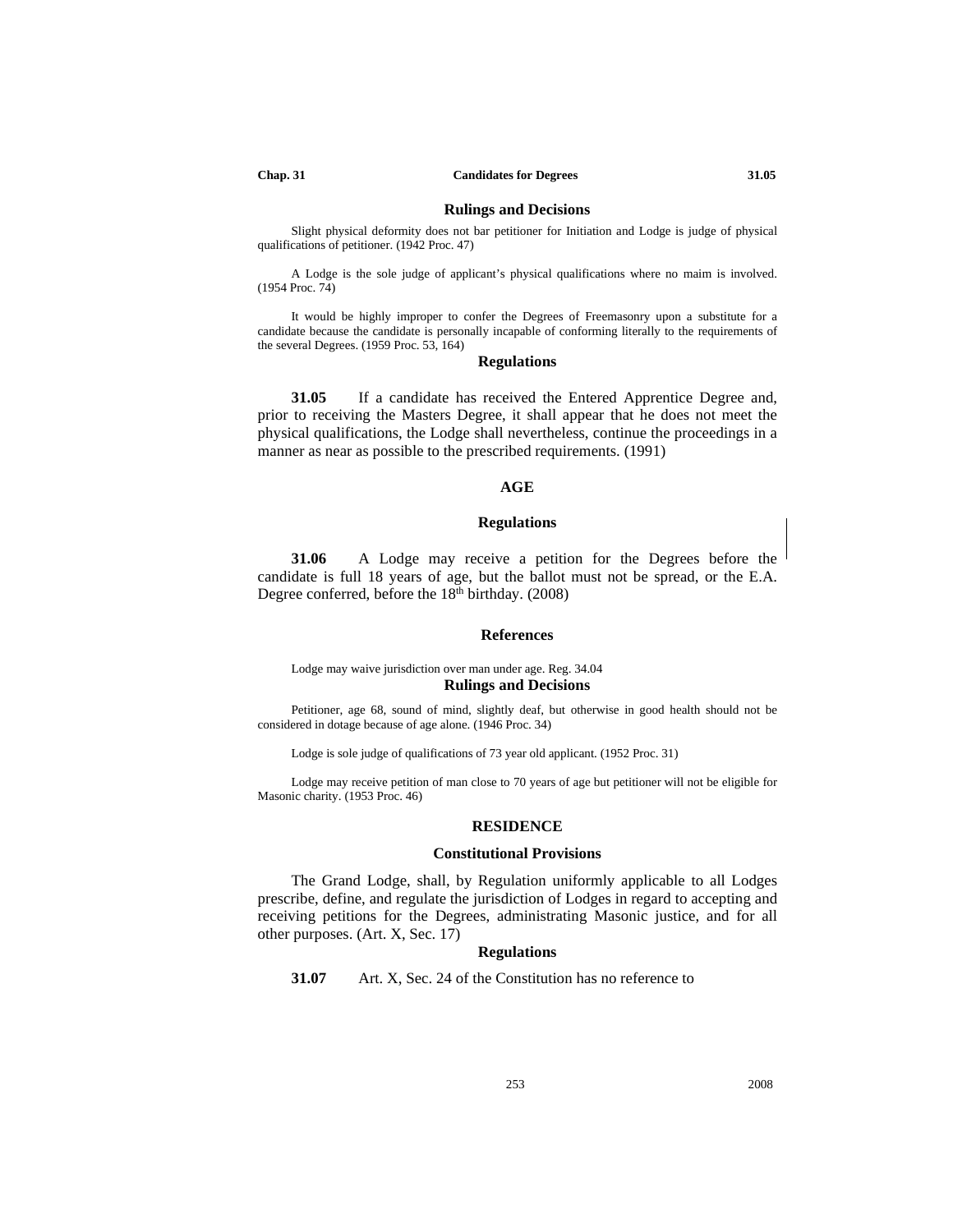### Rulings and Decisions

Slight physical deformity does not bar petitioner for Initiation and Lodge is judge of physical qualifications of petitioner. (1942 Proc. 47)

A Lodge is the sole judge of applicant's physical qualifications where no maim is involved. (1954 Proc. 74)

It would be highly improper to confer the Degrees of Freemasonry upon a substitute for a candidate because the candidate is personally incapable of conforming literally to the requirements of the several Degrees. (1959 Proc. 53, 164)

### Regulations

**31.05** If a candidate has received the Entered Apprentice Degree and, prior to receiving the Masters Degree, it shall appear that he does not meet the physical qualifications, the Lodge shall nevertheless, continue the proceedings in a manner as near as possible to the prescribed requirements. (1991)

## AGE

### Regulations

**31.06** A Lodge may receive a petition for the Degrees before the candidate is full 18 years of age, but the ballot must not be spread, or the E.A. Degree conferred, before the 18th birthday. (2008)

### References

Lodge may waive jurisdiction over man under age. Reg. 34.04

### Rulings and Decisions

Petitioner, age 68, sound of mind, slightly deaf, but otherwise in good health should not be considered in dotage because of age alone. (1946 Proc. 34)

Lodge is sole judge of qualifications of 73 year old applicant. (1952 Proc. 31)

Lodge may receive petition of man close to 70 years of age but petitioner will not be eligible for Masonic charity. (1953 Proc. 46)

## RESIDENCE

### Constitutional Provisions

The Grand Lodge, shall, by Regulation uniformly applicable to all Lodges prescribe, define, and regulate the jurisdiction of Lodges in regard to accepting and receiving petitions for the Degrees, administrating Masonic justice, and for all other purposes. (Art. X, Sec. 17)

### Regulations

**31.07** Art. X, Sec. 24 of the Constitution has no reference to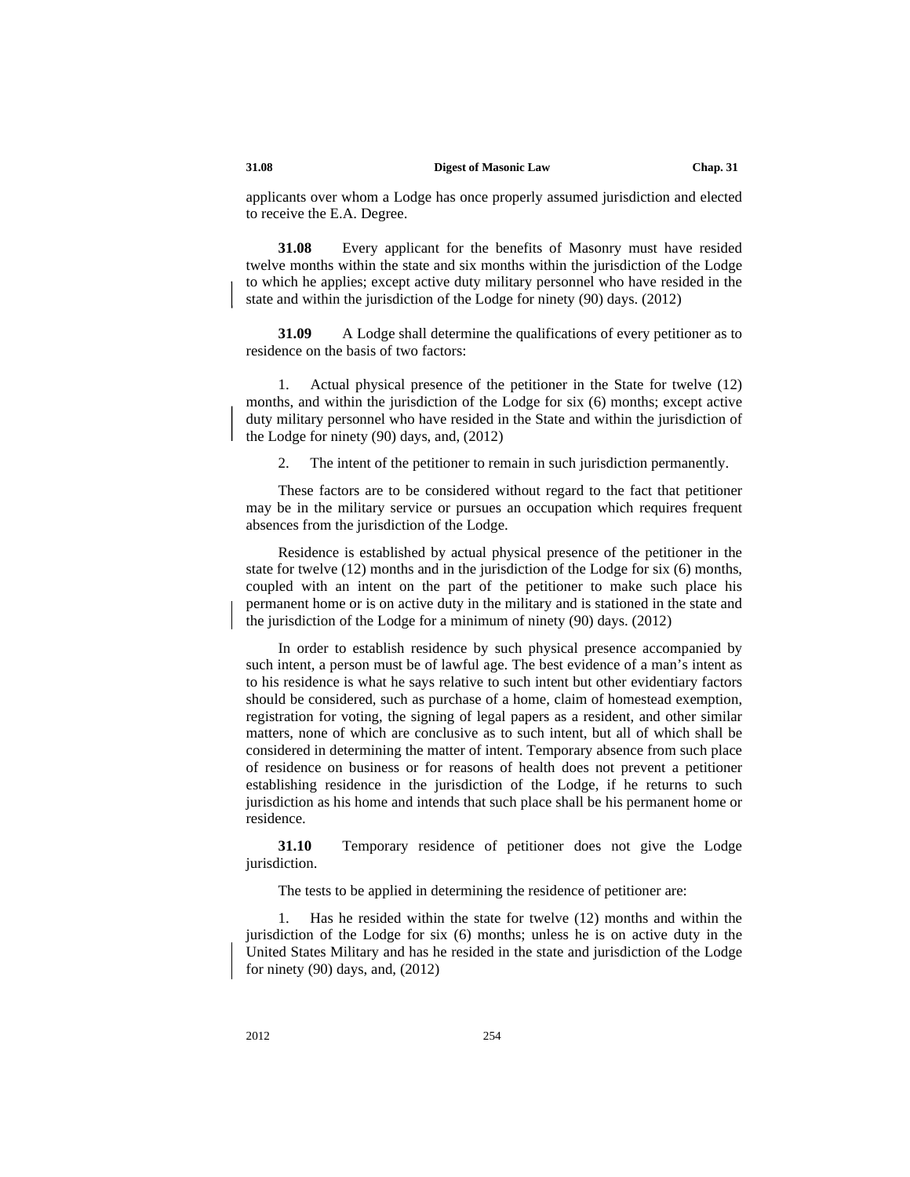applicants over whom a Lodge has once properly assumed jurisdiction and elected to receive the E.A. Degree.

**31.08** Every applicant for the benefits of Masonry must have resided twelve months within the state and six months within the jurisdiction of the Lodge to which he applies; except active duty military personnel who have resided in the state and within the jurisdiction of the Lodge for ninety (90) days. (2012)

**31.09** A Lodge shall determine the qualifications of every petitioner as to residence on the basis of two factors:

1. Actual physical presence of the petitioner in the State for twelve (12) months, and within the jurisdiction of the Lodge for six (6) months; except active duty military personnel who have resided in the State and within the jurisdiction of the Lodge for ninety (90) days, and, (2012)

2. The intent of the petitioner to remain in such jurisdiction permanently.

These factors are to be considered without regard to the fact that petitioner may be in the military service or pursues an occupation which requires frequent absences from the jurisdiction of the Lodge.

Residence is established by actual physical presence of the petitioner in the state for twelve (12) months and in the jurisdiction of the Lodge for six (6) months, coupled with an intent on the part of the petitioner to make such place his permanent home or is on active duty in the military and is stationed in the state and the jurisdiction of the Lodge for a minimum of ninety (90) days. (2012)

In order to establish residence by such physical presence accompanied by such intent, a person must be of lawful age. The best evidence of a man's intent as to his residence is what he says relative to such intent but other evidentiary factors should be considered, such as purchase of a home, claim of homestead exemption, registration for voting, the signing of legal papers as a resident, and other similar matters, none of which are conclusive as to such intent, but all of which shall be considered in determining the matter of intent. Temporary absence from such place of residence on business or for reasons of health does not prevent a petitioner establishing residence in the jurisdiction of the Lodge, if he returns to such jurisdiction as his home and intends that such place shall be his permanent home or residence.

**31.10** Temporary residence of petitioner does not give the Lodge jurisdiction.

The tests to be applied in determining the residence of petitioner are:

1. Has he resided within the state for twelve (12) months and within the jurisdiction of the Lodge for six (6) months; unless he is on active duty in the United States Military and has he resided in the state and jurisdiction of the Lodge for ninety (90) days, and, (2012)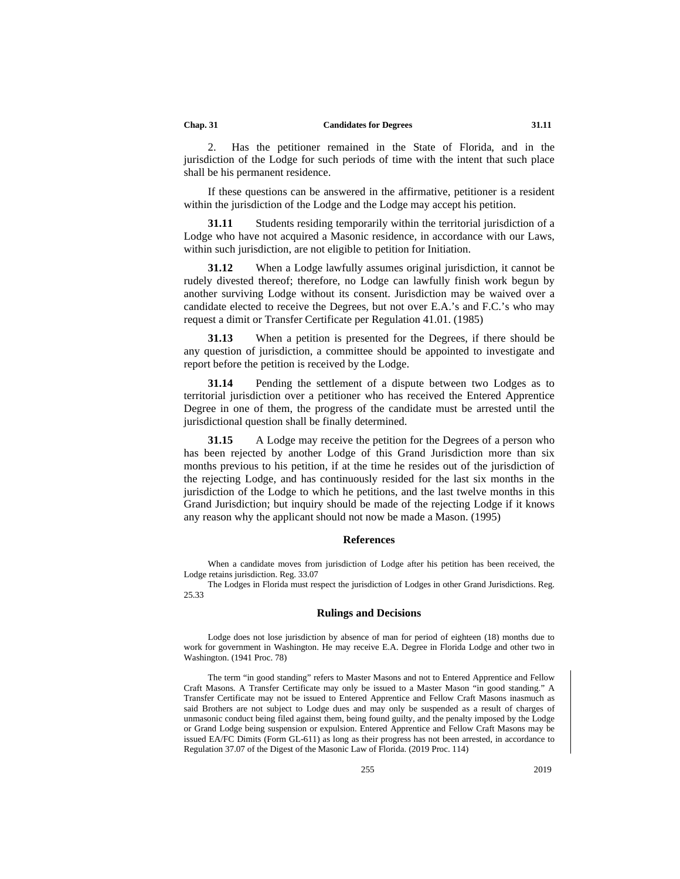2. Has the petitioner remained in the State of Florida, and in the jurisdiction of the Lodge for such periods of time with the intent that such place shall be his permanent residence.

If these questions can be answered in the affirmative, petitioner is a resident within the jurisdiction of the Lodge and the Lodge may accept his petition.

**31.11** Students residing temporarily within the territorial jurisdiction of a Lodge who have not acquired a Masonic residence, in accordance with our Laws, within such jurisdiction, are not eligible to petition for Initiation.

**31.12** When a Lodge lawfully assumes original jurisdiction, it cannot be rudely divested thereof; therefore, no Lodge can lawfully finish work begun by another surviving Lodge without its consent. Jurisdiction may be waived over a candidate elected to receive the Degrees, but not over E.A.'s and F.C.'s who may request a dimit or Transfer Certificate per Regulation 41.01. (1985)

**31.13** When a petition is presented for the Degrees, if there should be any question of jurisdiction, a committee should be appointed to investigate and report before the petition is received by the Lodge.

**31.14** Pending the settlement of a dispute between two Lodges as to territorial jurisdiction over a petitioner who has received the Entered Apprentice Degree in one of them, the progress of the candidate must be arrested until the jurisdictional question shall be finally determined.

**31.15** A Lodge may receive the petition for the Degrees of a person who has been rejected by another Lodge of this Grand Jurisdiction more than six months previous to his petition, if at the time he resides out of the jurisdiction of the rejecting Lodge, and has continuously resided for the last six months in the jurisdiction of the Lodge to which he petitions, and the last twelve months in this Grand Jurisdiction; but inquiry should be made of the rejecting Lodge if it knows any reason why the applicant should not now be made a Mason. (1995)

### References

When a candidate moves from jurisdiction of Lodge after his petition has been received, the Lodge retains jurisdiction. Reg. 33.07

The Lodges in Florida must respect the jurisdiction of Lodges in other Grand Jurisdictions. Reg. 25.33

### Rulings and Decisions

Lodge does not lose jurisdiction by absence of man for period of eighteen (18) months due to work for government in Washington. He may receive E.A. Degree in Florida Lodge and other two in Washington. (1941 Proc. 78)

The term "in good standing" refers to Master Masons and not to Entered Apprentice and Fellow Craft Masons. A Transfer Certificate may only be issued to a Master Mason "in good standing." A Transfer Certificate may not be issued to Entered Apprentice and Fellow Craft Masons inasmuch as said Brothers are not subject to Lodge dues and may only be suspended as a result of charges of unmasonic conduct being filed against them, being found guilty, and the penalty imposed by the Lodge or Grand Lodge being suspension or expulsion. Entered Apprentice and Fellow Craft Masons may be issued EA/FC Dimits (Form GL-611) as long as their progress has not been arrested, in accordance to Regulation 37.07 of the Digest of the Masonic Law of Florida. (2019 Proc. 114)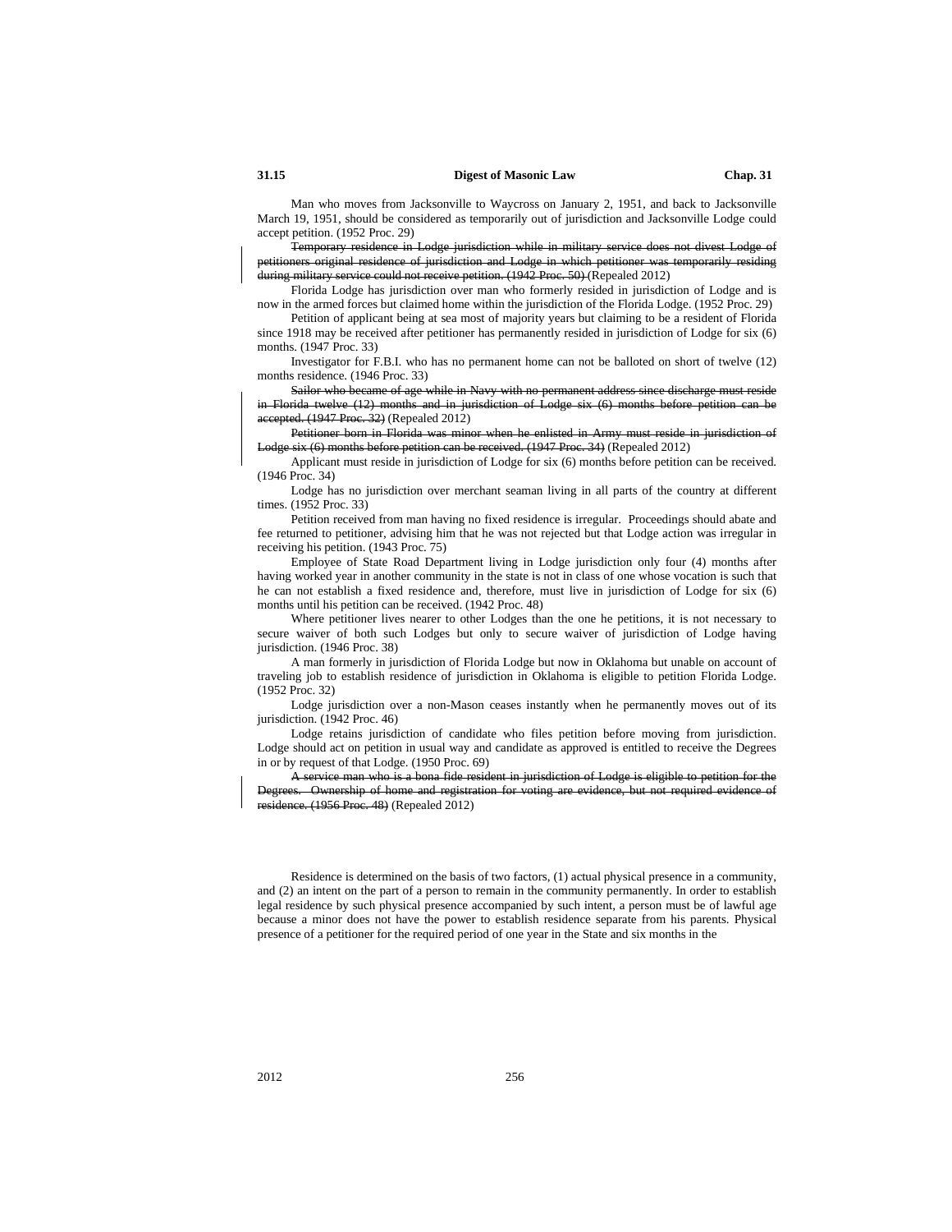Man who moves from Jacksonville to Waycross on January 2, 1951, and back to Jacksonville March 19, 1951, should be considered as temporarily out of jurisdiction and Jacksonville Lodge could accept petition. (1952 Proc. 29)

~~Temporary residence in Lodge jurisdiction while in military service does not divest Lodge of petitioners original residence of jurisdiction and Lodge in which petitioner was temporarily residing during military service could not receive petition. (1942 Proc. 50)~~ (Repealed 2012)

Florida Lodge has jurisdiction over man who formerly resided in jurisdiction of Lodge and is now in the armed forces but claimed home within the jurisdiction of the Florida Lodge. (1952 Proc. 29)

Petition of applicant being at sea most of majority years but claiming to be a resident of Florida since 1918 may be received after petitioner has permanently resided in jurisdiction of Lodge for six (6) months. (1947 Proc. 33)

Investigator for F.B.I. who has no permanent home can not be balloted on short of twelve (12) months residence. (1946 Proc. 33)

~~Sailor who became of age while in Navy with no permanent address since discharge must reside in Florida twelve (12) months and in jurisdiction of Lodge six (6) months before petition can be accepted. (1947 Proc. 32)~~ (Repealed 2012)

~~Petitioner born in Florida was minor when he enlisted in Army must reside in jurisdiction of Lodge six (6) months before petition can be received. (1947 Proc. 34)~~ (Repealed 2012)

Applicant must reside in jurisdiction of Lodge for six (6) months before petition can be received. (1946 Proc. 34)

Lodge has no jurisdiction over merchant seaman living in all parts of the country at different times. (1952 Proc. 33)

Petition received from man having no fixed residence is irregular. Proceedings should abate and fee returned to petitioner, advising him that he was not rejected but that Lodge action was irregular in receiving his petition. (1943 Proc. 75)

Employee of State Road Department living in Lodge jurisdiction only four (4) months after having worked year in another community in the state is not in class of one whose vocation is such that he can not establish a fixed residence and, therefore, must live in jurisdiction of Lodge for six (6) months until his petition can be received. (1942 Proc. 48)

Where petitioner lives nearer to other Lodges than the one he petitions, it is not necessary to secure waiver of both such Lodges but only to secure waiver of jurisdiction of Lodge having jurisdiction. (1946 Proc. 38)

A man formerly in jurisdiction of Florida Lodge but now in Oklahoma but unable on account of traveling job to establish residence of jurisdiction in Oklahoma is eligible to petition Florida Lodge. (1952 Proc. 32)

Lodge jurisdiction over a non-Mason ceases instantly when he permanently moves out of its jurisdiction. (1942 Proc. 46)

Lodge retains jurisdiction of candidate who files petition before moving from jurisdiction. Lodge should act on petition in usual way and candidate as approved is entitled to receive the Degrees in or by request of that Lodge. (1950 Proc. 69)

~~A service man who is a bona fide resident in jurisdiction of Lodge is eligible to petition for the Degrees. Ownership of home and registration for voting are evidence, but not required evidence of residence. (1956 Proc. 48)~~ (Repealed 2012)

Residence is determined on the basis of two factors, (1) actual physical presence in a community, and (2) an intent on the part of a person to remain in the community permanently. In order to establish legal residence by such physical presence accompanied by such intent, a person must be of lawful age because a minor does not have the power to establish residence separate from his parents. Physical presence of a petitioner for the required period of one year in the State and six months in the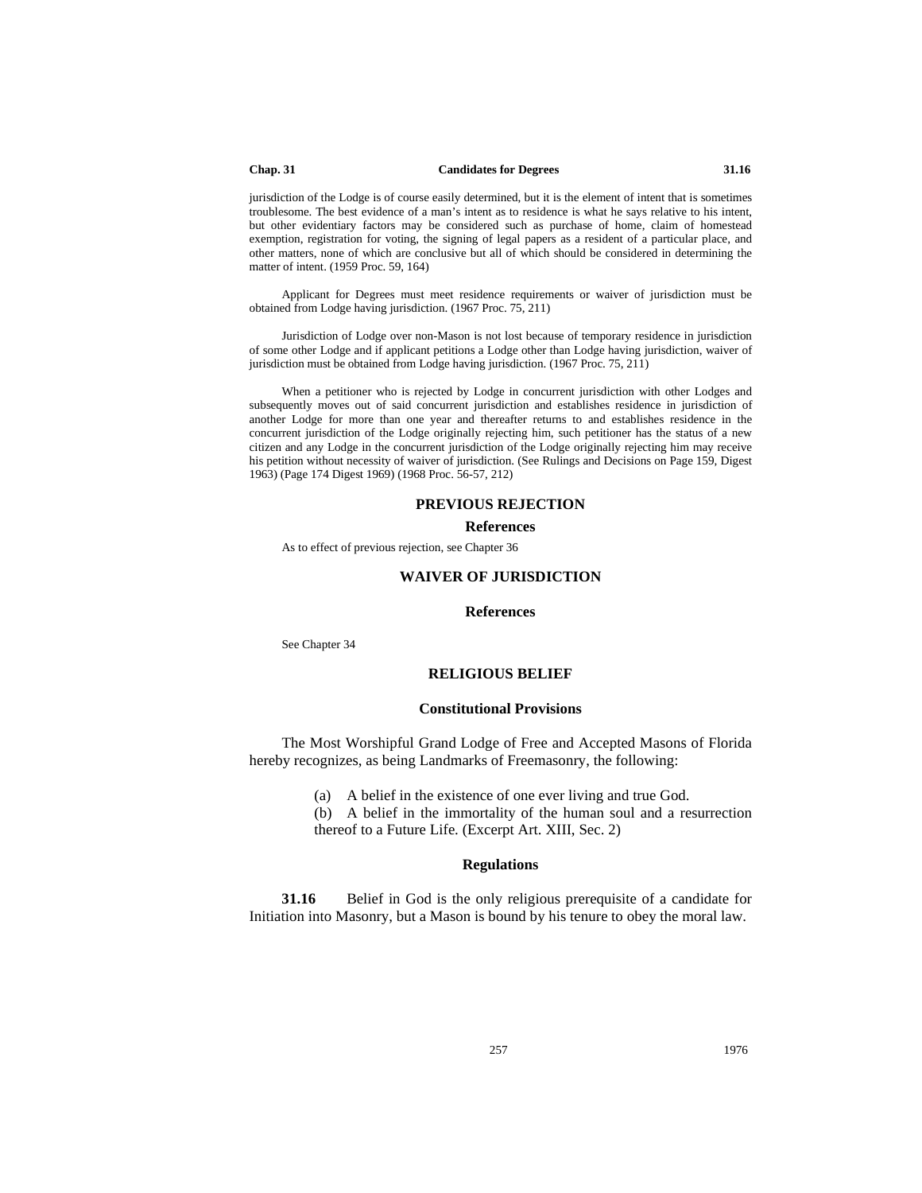jurisdiction of the Lodge is of course easily determined, but it is the element of intent that is sometimes troublesome. The best evidence of a man's intent as to residence is what he says relative to his intent, but other evidentiary factors may be considered such as purchase of home, claim of homestead exemption, registration for voting, the signing of legal papers as a resident of a particular place, and other matters, none of which are conclusive but all of which should be considered in determining the matter of intent. (1959 Proc. 59, 164)

Applicant for Degrees must meet residence requirements or waiver of jurisdiction must be obtained from Lodge having jurisdiction. (1967 Proc. 75, 211)

Jurisdiction of Lodge over non-Mason is not lost because of temporary residence in jurisdiction of some other Lodge and if applicant petitions a Lodge other than Lodge having jurisdiction, waiver of jurisdiction must be obtained from Lodge having jurisdiction. (1967 Proc. 75, 211)

When a petitioner who is rejected by Lodge in concurrent jurisdiction with other Lodges and subsequently moves out of said concurrent jurisdiction and establishes residence in jurisdiction of another Lodge for more than one year and thereafter returns to and establishes residence in the concurrent jurisdiction of the Lodge originally rejecting him, such petitioner has the status of a new citizen and any Lodge in the concurrent jurisdiction of the Lodge originally rejecting him may receive his petition without necessity of waiver of jurisdiction. (See Rulings and Decisions on Page 159, Digest 1963) (Page 174 Digest 1969) (1968 Proc. 56-57, 212)

## PREVIOUS REJECTION

### References

As to effect of previous rejection, see Chapter 36

## WAIVER OF JURISDICTION

### References

See Chapter 34

## RELIGIOUS BELIEF

### Constitutional Provisions

The Most Worshipful Grand Lodge of Free and Accepted Masons of Florida hereby recognizes, as being Landmarks of Freemasonry, the following:

(a) A belief in the existence of one ever living and true God.

(b) A belief in the immortality of the human soul and a resurrection thereof to a Future Life. (Excerpt Art. XIII, Sec. 2)

### Regulations

**31.16** Belief in God is the only religious prerequisite of a candidate for Initiation into Masonry, but a Mason is bound by his tenure to obey the moral law.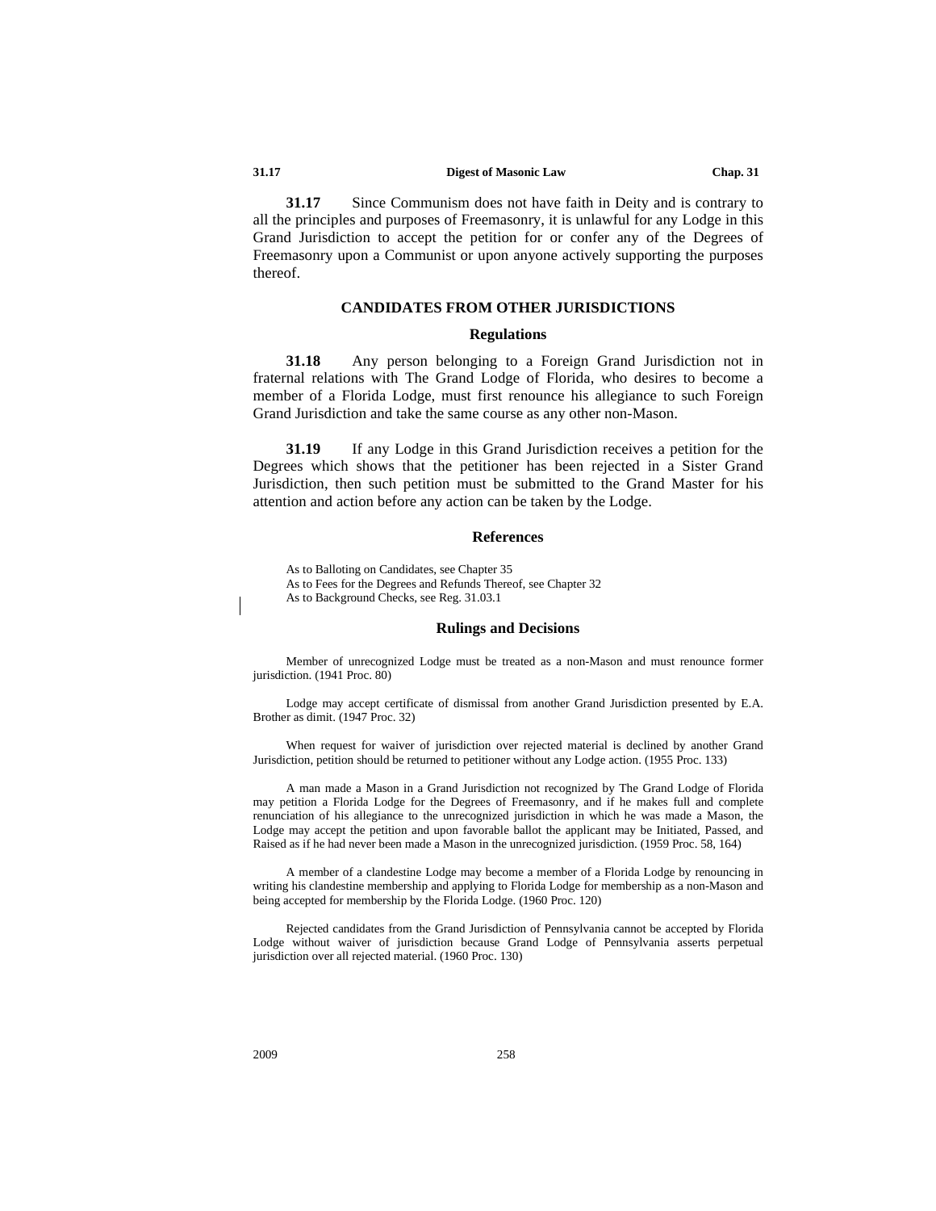**31.17** Since Communism does not have faith in Deity and is contrary to all the principles and purposes of Freemasonry, it is unlawful for any Lodge in this Grand Jurisdiction to accept the petition for or confer any of the Degrees of Freemasonry upon a Communist or upon anyone actively supporting the purposes thereof.

## CANDIDATES FROM OTHER JURISDICTIONS

### Regulations

**31.18** Any person belonging to a Foreign Grand Jurisdiction not in fraternal relations with The Grand Lodge of Florida, who desires to become a member of a Florida Lodge, must first renounce his allegiance to such Foreign Grand Jurisdiction and take the same course as any other non-Mason.

**31.19** If any Lodge in this Grand Jurisdiction receives a petition for the Degrees which shows that the petitioner has been rejected in a Sister Grand Jurisdiction, then such petition must be submitted to the Grand Master for his attention and action before any action can be taken by the Lodge.

### References

As to Balloting on Candidates, see Chapter 35
As to Fees for the Degrees and Refunds Thereof, see Chapter 32
As to Background Checks, see Reg. 31.03.1

### Rulings and Decisions

Member of unrecognized Lodge must be treated as a non-Mason and must renounce former jurisdiction. (1941 Proc. 80)

Lodge may accept certificate of dismissal from another Grand Jurisdiction presented by E.A. Brother as dimit. (1947 Proc. 32)

When request for waiver of jurisdiction over rejected material is declined by another Grand Jurisdiction, petition should be returned to petitioner without any Lodge action. (1955 Proc. 133)

A man made a Mason in a Grand Jurisdiction not recognized by The Grand Lodge of Florida may petition a Florida Lodge for the Degrees of Freemasonry, and if he makes full and complete renunciation of his allegiance to the unrecognized jurisdiction in which he was made a Mason, the Lodge may accept the petition and upon favorable ballot the applicant may be Initiated, Passed, and Raised as if he had never been made a Mason in the unrecognized jurisdiction. (1959 Proc. 58, 164)

A member of a clandestine Lodge may become a member of a Florida Lodge by renouncing in writing his clandestine membership and applying to Florida Lodge for membership as a non-Mason and being accepted for membership by the Florida Lodge. (1960 Proc. 120)

Rejected candidates from the Grand Jurisdiction of Pennsylvania cannot be accepted by Florida Lodge without waiver of jurisdiction because Grand Lodge of Pennsylvania asserts perpetual jurisdiction over all rejected material. (1960 Proc. 130)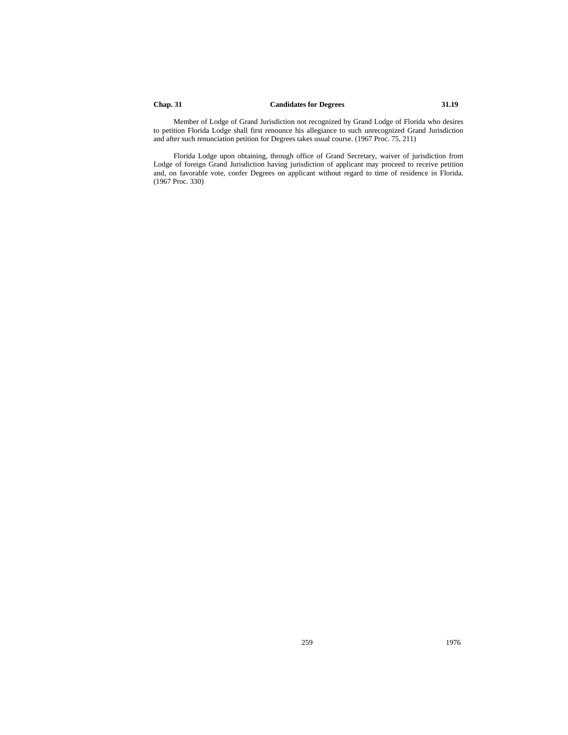Member of Lodge of Grand Jurisdiction not recognized by Grand Lodge of Florida who desires to petition Florida Lodge shall first renounce his allegiance to such unrecognized Grand Jurisdiction and after such renunciation petition for Degrees takes usual course. (1967 Proc. 75, 211)

Florida Lodge upon obtaining, through office of Grand Secretary, waiver of jurisdiction from Lodge of foreign Grand Jurisdiction having jurisdiction of applicant may proceed to receive petition and, on favorable vote, confer Degrees on applicant without regard to time of residence in Florida. (1967 Proc. 330)